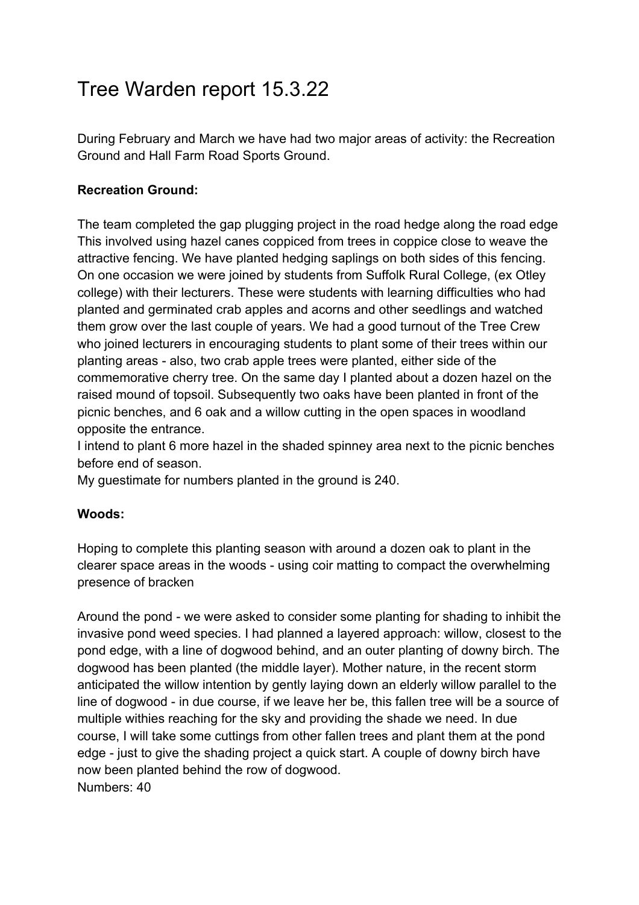# Tree Warden report 15.3.22

During February and March we have had two major areas of activity: the Recreation Ground and Hall Farm Road Sports Ground.

**Recreation Ground:**

The team completed the gap plugging project in the road hedge along the road edge This involved using hazel canes coppiced from trees in coppice close to weave the attractive fencing. We have planted hedging saplings on both sides of this fencing. On one occasion we were joined by students from Suffolk Rural College, (ex Otley college) with their lecturers. These were students with learning difficulties who had planted and germinated crab apples and acorns and other seedlings and watched them grow over the last couple of years. We had a good turnout of the Tree Crew who joined lecturers in encouraging students to plant some of their trees within our planting areas - also, two crab apple trees were planted, either side of the commemorative cherry tree. On the same day I planted about a dozen hazel on the raised mound of topsoil. Subsequently two oaks have been planted in front of the picnic benches, and 6 oak and a willow cutting in the open spaces in woodland opposite the entrance.
I intend to plant 6 more hazel in the shaded spinney area next to the picnic benches before end of season.
My guestimate for numbers planted in the ground is 240.

**Woods:**

Hoping to complete this planting season with around a dozen oak to plant in the clearer space areas in the woods - using coir matting to compact the overwhelming presence of bracken

Around the pond - we were asked to consider some planting for shading to inhibit the invasive pond weed species. I had planned a layered approach: willow, closest to the pond edge, with a line of dogwood behind, and an outer planting of downy birch. The dogwood has been planted (the middle layer). Mother nature, in the recent storm anticipated the willow intention by gently laying down an elderly willow parallel to the line of dogwood - in due course, if we leave her be, this fallen tree will be a source of multiple withies reaching for the sky and providing the shade we need. In due course, I will take some cuttings from other fallen trees and plant them at the pond edge - just to give the shading project a quick start. A couple of downy birch have now been planted behind the row of dogwood.
Numbers: 40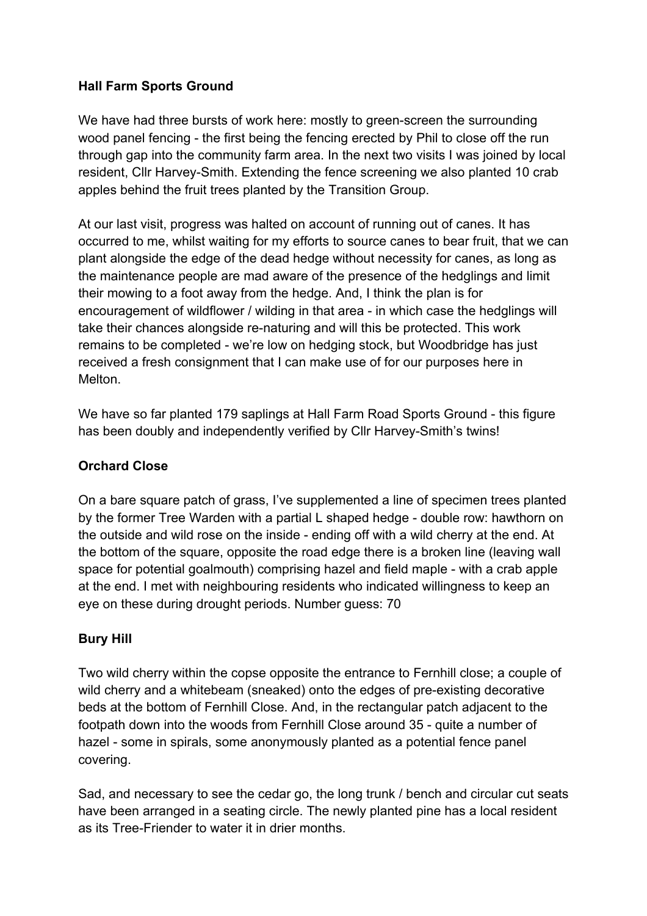**Hall Farm Sports Ground**

We have had three bursts of work here: mostly to green-screen the surrounding wood panel fencing - the first being the fencing erected by Phil to close off the run through gap into the community farm area. In the next two visits I was joined by local resident, Cllr Harvey-Smith. Extending the fence screening we also planted 10 crab apples behind the fruit trees planted by the Transition Group.

At our last visit, progress was halted on account of running out of canes. It has occurred to me, whilst waiting for my efforts to source canes to bear fruit, that we can plant alongside the edge of the dead hedge without necessity for canes, as long as the maintenance people are mad aware of the presence of the hedglings and limit their mowing to a foot away from the hedge. And, I think the plan is for encouragement of wildflower / wilding in that area - in which case the hedglings will take their chances alongside re-naturing and will this be protected. This work remains to be completed - we're low on hedging stock, but Woodbridge has just received a fresh consignment that I can make use of for our purposes here in Melton.

We have so far planted 179 saplings at Hall Farm Road Sports Ground - this figure has been doubly and independently verified by Cllr Harvey-Smith's twins!

**Orchard Close**

On a bare square patch of grass, I've supplemented a line of specimen trees planted by the former Tree Warden with a partial L shaped hedge - double row: hawthorn on the outside and wild rose on the inside - ending off with a wild cherry at the end. At the bottom of the square, opposite the road edge there is a broken line (leaving wall space for potential goalmouth) comprising hazel and field maple - with a crab apple at the end. I met with neighbouring residents who indicated willingness to keep an eye on these during drought periods. Number guess: 70

**Bury Hill**

Two wild cherry within the copse opposite the entrance to Fernhill close; a couple of wild cherry and a whitebeam (sneaked) onto the edges of pre-existing decorative beds at the bottom of Fernhill Close. And, in the rectangular patch adjacent to the footpath down into the woods from Fernhill Close around 35 - quite a number of hazel - some in spirals, some anonymously planted as a potential fence panel covering.

Sad, and necessary to see the cedar go, the long trunk / bench and circular cut seats have been arranged in a seating circle. The newly planted pine has a local resident as its Tree-Friender to water it in drier months.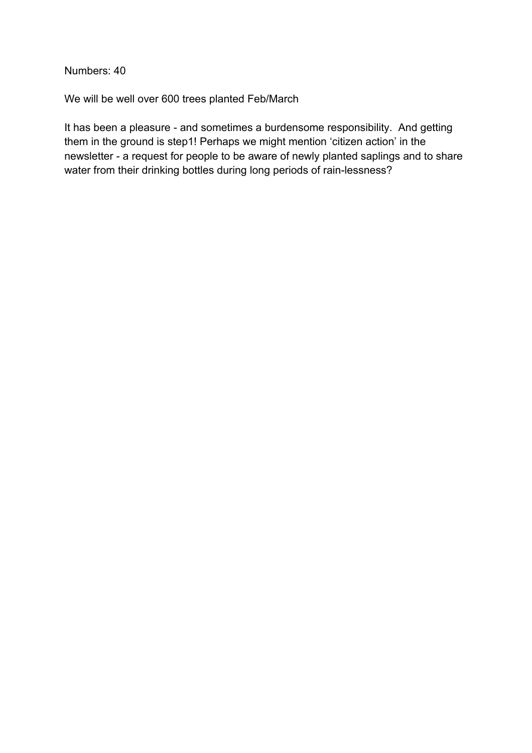Numbers: 40

We will be well over 600 trees planted Feb/March

It has been a pleasure - and sometimes a burdensome responsibility.  And getting them in the ground is step1! Perhaps we might mention ‘citizen action’ in the newsletter - a request for people to be aware of newly planted saplings and to share water from their drinking bottles during long periods of rain-lessness?